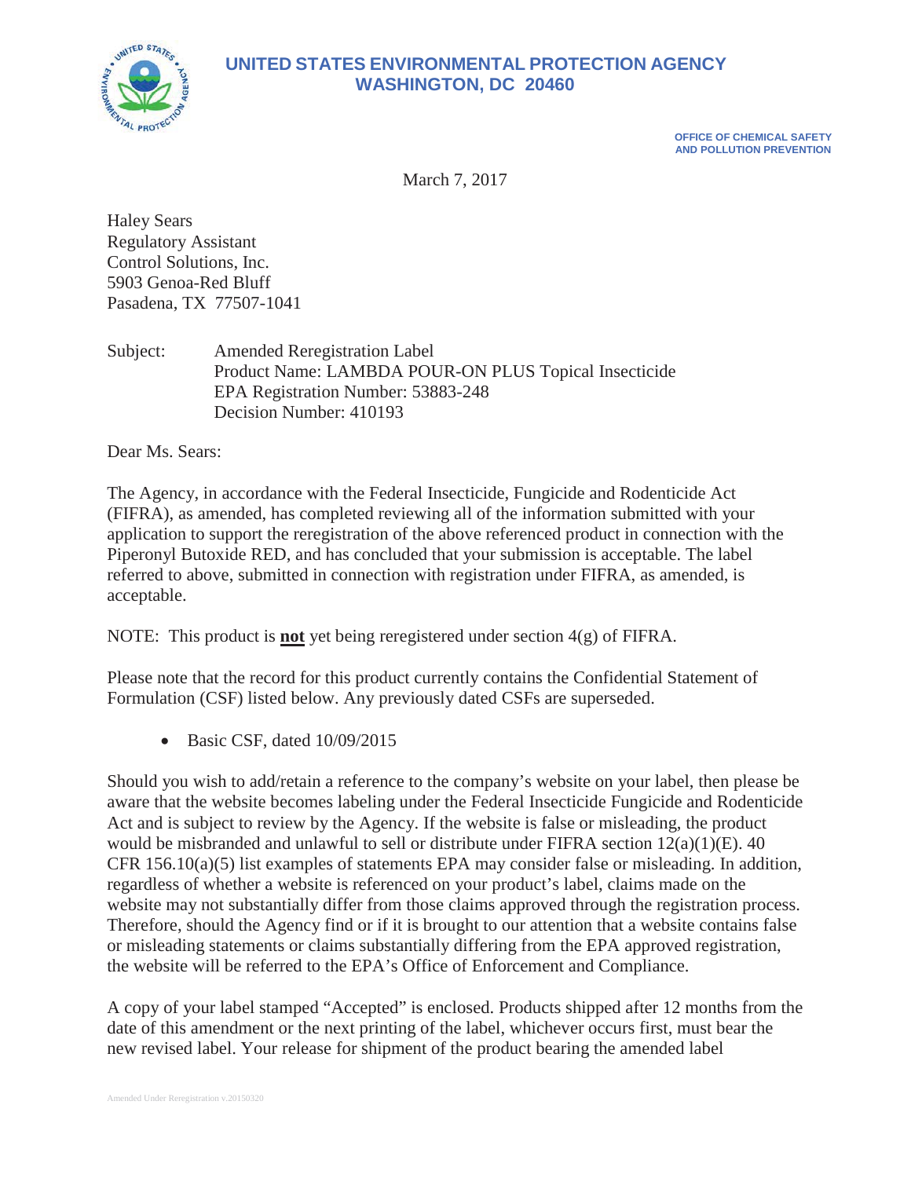# UNITED STATES ENVIRONMENTAL PROTECTION AGENCY
## WASHINGTON, DC 20460

OFFICE OF CHEMICAL SAFETY
AND POLLUTION PREVENTION

March 7, 2017

Haley Sears
Regulatory Assistant
Control Solutions, Inc.
5903 Genoa-Red Bluff
Pasadena, TX 77507-1041

Subject: Amended Reregistration Label
Product Name: LAMBDA POUR-ON PLUS Topical Insecticide
EPA Registration Number: 53883-248
Decision Number: 410193

Dear Ms. Sears:

The Agency, in accordance with the Federal Insecticide, Fungicide and Rodenticide Act (FIFRA), as amended, has completed reviewing all of the information submitted with your application to support the reregistration of the above referenced product in connection with the Piperonyl Butoxide RED, and has concluded that your submission is acceptable. The label referred to above, submitted in connection with registration under FIFRA, as amended, is acceptable.

NOTE: This product is **not** yet being reregistered under section 4(g) of FIFRA.

Please note that the record for this product currently contains the Confidential Statement of Formulation (CSF) listed below. Any previously dated CSFs are superseded.

- Basic CSF, dated 10/09/2015

Should you wish to add/retain a reference to the company's website on your label, then please be aware that the website becomes labeling under the Federal Insecticide Fungicide and Rodenticide Act and is subject to review by the Agency. If the website is false or misleading, the product would be misbranded and unlawful to sell or distribute under FIFRA section 12(a)(1)(E). 40 CFR 156.10(a)(5) list examples of statements EPA may consider false or misleading. In addition, regardless of whether a website is referenced on your product's label, claims made on the website may not substantially differ from those claims approved through the registration process. Therefore, should the Agency find or if it is brought to our attention that a website contains false or misleading statements or claims substantially differing from the EPA approved registration, the website will be referred to the EPA's Office of Enforcement and Compliance.

A copy of your label stamped "Accepted" is enclosed. Products shipped after 12 months from the date of this amendment or the next printing of the label, whichever occurs first, must bear the new revised label. Your release for shipment of the product bearing the amended label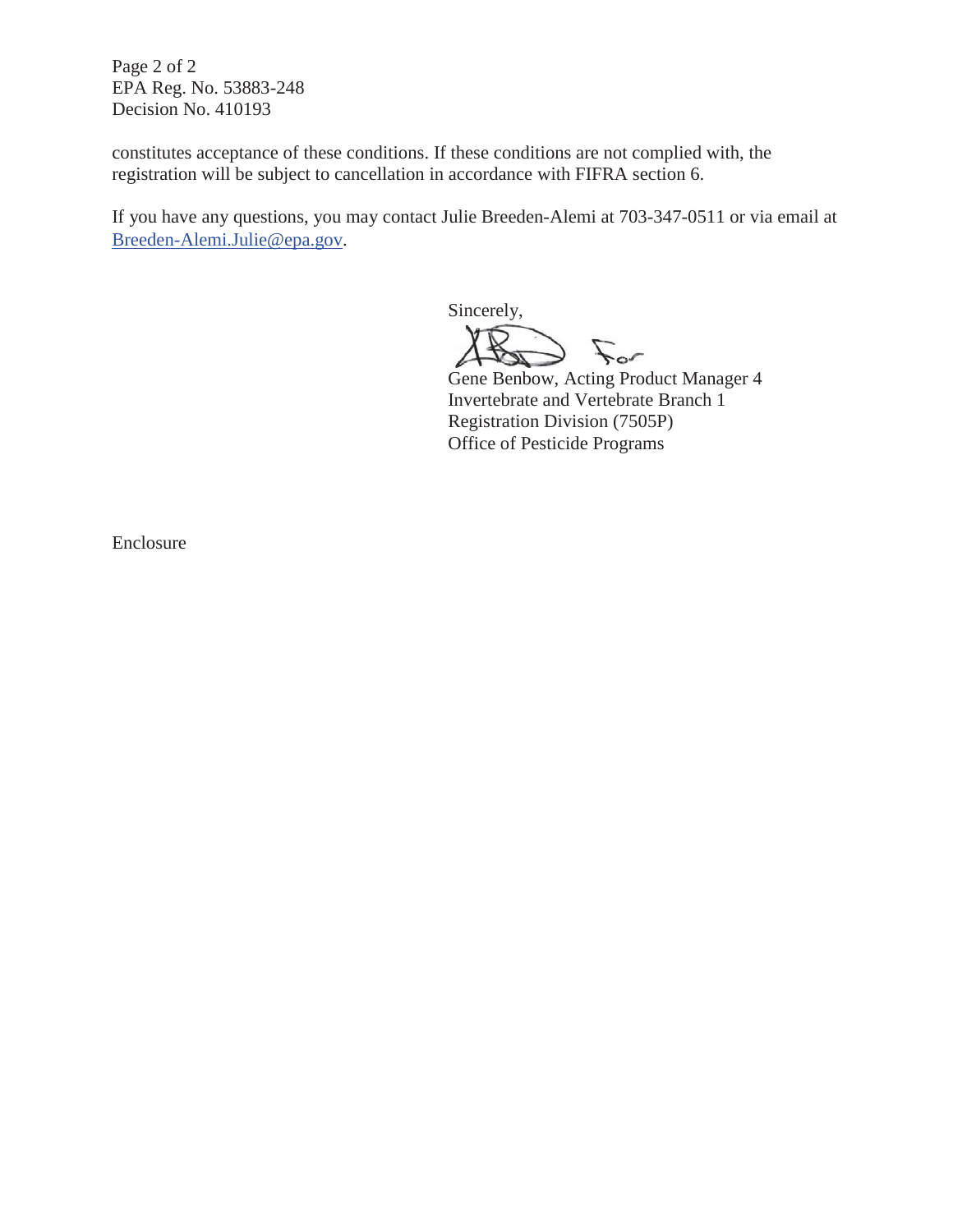constitutes acceptance of these conditions. If these conditions are not complied with, the registration will be subject to cancellation in accordance with FIFRA section 6.

If you have any questions, you may contact Julie Breeden-Alemi at 703-347-0511 or via email at Breeden-Alemi.Julie@epa.gov.

Sincerely,

For

Gene Benbow, Acting Product Manager 4
Invertebrate and Vertebrate Branch 1
Registration Division (7505P)
Office of Pesticide Programs

Enclosure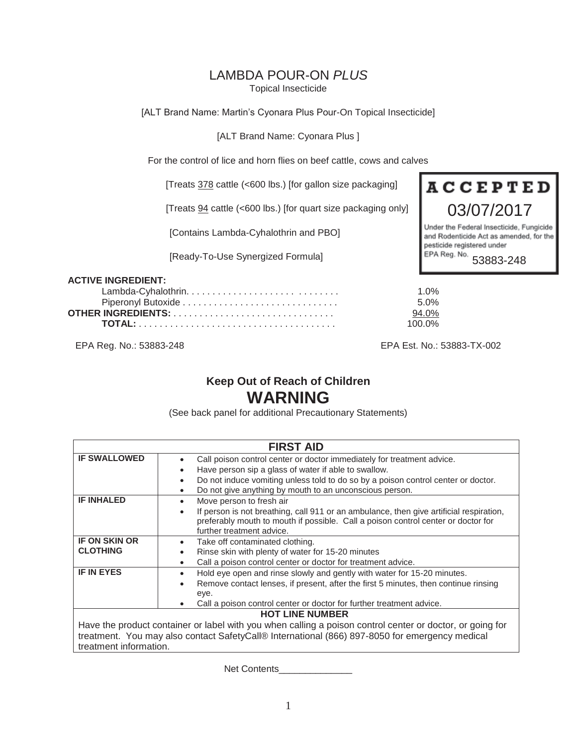# LAMBDA POUR-ON *PLUS*

Topical Insecticide

[ALT Brand Name: Martin's Cyonara Plus Pour-On Topical Insecticide]

[ALT Brand Name: Cyonara Plus ]

For the control of lice and horn flies on beef cattle, cows and calves

[Treats 378 cattle (<600 lbs.) [for gallon size packaging]

[Treats 94 cattle (<600 lbs.) [for quart size packaging only]

[Contains Lambda-Cyhalothrin and PBO]

[Ready-To-Use Synergized Formula]

**ACCEPTED**
03/07/2017
Under the Federal Insecticide, Fungicide and Rodenticide Act as amended, for the pesticide registered under EPA Reg. No. 53883-248

| | |
|---|---|
| **ACTIVE INGREDIENT:** | |
| Lambda-Cyhalothrin. . . . . . . . . . . . . . . . . . . . . . . . . . . . | 1.0% |
| Piperonyl Butoxide . . . . . . . . . . . . . . . . . . . . . . . . . . . . | 5.0% |
| **OTHER INGREDIENTS:** . . . . . . . . . . . . . . . . . . . . . . . . . . | 94.0% |
| **TOTAL:** . . . . . . . . . . . . . . . . . . . . . . . . . . . . . . . . . . | 100.0% |

EPA Reg. No.: 53883-248 EPA Est. No.: 53883-TX-002

## Keep Out of Reach of Children

## WARNING

(See back panel for additional Precautionary Statements)

| FIRST AID | |
|---|---|
| **IF SWALLOWED** | • Call poison control center or doctor immediately for treatment advice.<br>• Have person sip a glass of water if able to swallow.<br>• Do not induce vomiting unless told to do so by a poison control center or doctor.<br>• Do not give anything by mouth to an unconscious person. |
| **IF INHALED** | • Move person to fresh air<br>• If person is not breathing, call 911 or an ambulance, then give artificial respiration, preferably mouth to mouth if possible. Call a poison control center or doctor for further treatment advice. |
| **IF ON SKIN OR CLOTHING** | • Take off contaminated clothing.<br>• Rinse skin with plenty of water for 15-20 minutes<br>• Call a poison control center or doctor for treatment advice. |
| **IF IN EYES** | • Hold eye open and rinse slowly and gently with water for 15-20 minutes.<br>• Remove contact lenses, if present, after the first 5 minutes, then continue rinsing eye.<br>• Call a poison control center or doctor for further treatment advice. |
| **HOT LINE NUMBER** | |
| Have the product container or label with you when calling a poison control center or doctor, or going for treatment. You may also contact SafetyCall® International (866) 897-8050 for emergency medical treatment information. | |

Net Contents______________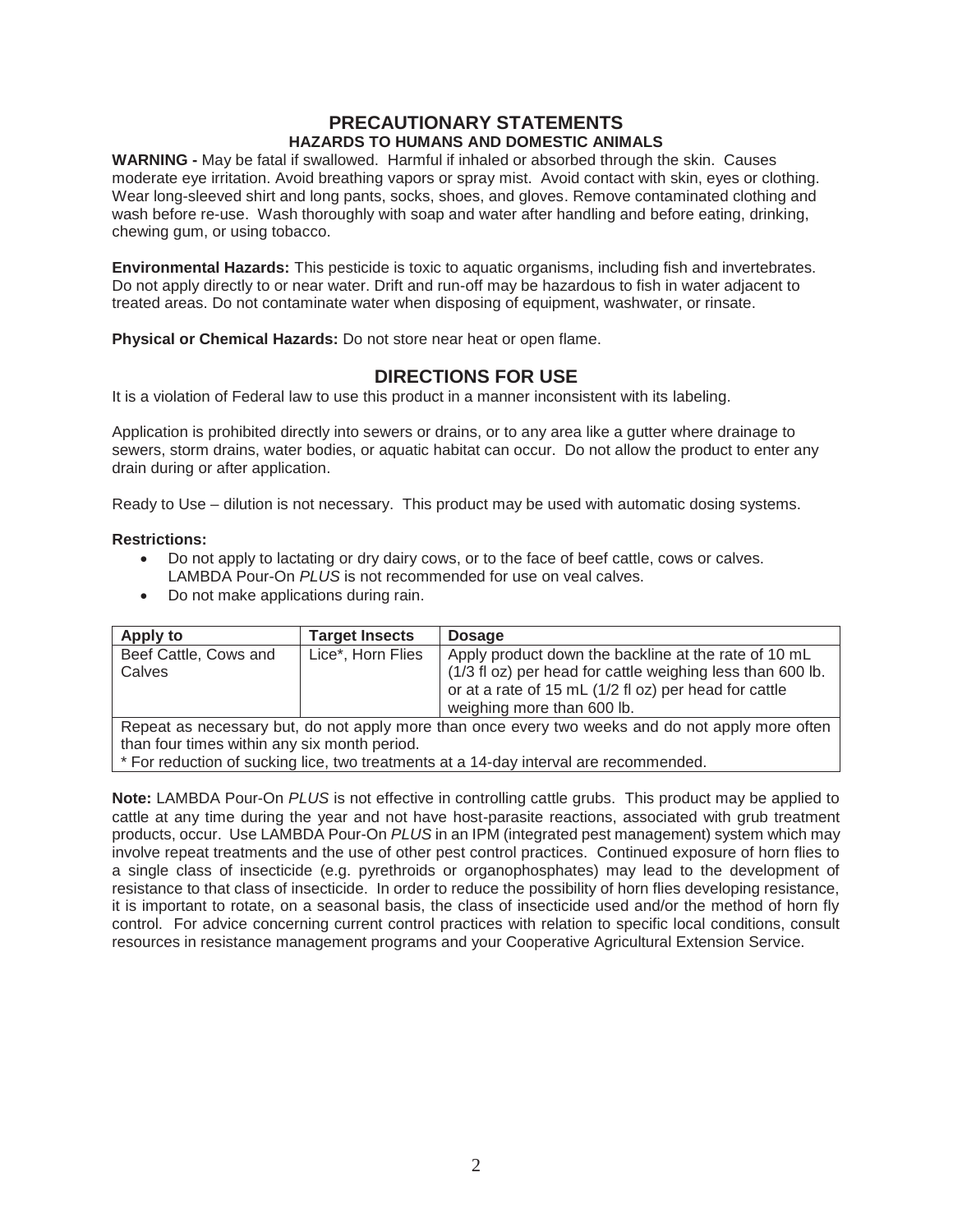## PRECAUTIONARY STATEMENTS

### HAZARDS TO HUMANS AND DOMESTIC ANIMALS

**WARNING -** May be fatal if swallowed. Harmful if inhaled or absorbed through the skin. Causes moderate eye irritation. Avoid breathing vapors or spray mist. Avoid contact with skin, eyes or clothing. Wear long-sleeved shirt and long pants, socks, shoes, and gloves. Remove contaminated clothing and wash before re-use. Wash thoroughly with soap and water after handling and before eating, drinking, chewing gum, or using tobacco.

**Environmental Hazards:** This pesticide is toxic to aquatic organisms, including fish and invertebrates. Do not apply directly to or near water. Drift and run-off may be hazardous to fish in water adjacent to treated areas. Do not contaminate water when disposing of equipment, washwater, or rinsate.

**Physical or Chemical Hazards:** Do not store near heat or open flame.

## DIRECTIONS FOR USE

It is a violation of Federal law to use this product in a manner inconsistent with its labeling.

Application is prohibited directly into sewers or drains, or to any area like a gutter where drainage to sewers, storm drains, water bodies, or aquatic habitat can occur. Do not allow the product to enter any drain during or after application.

Ready to Use – dilution is not necessary. This product may be used with automatic dosing systems.

**Restrictions:**

- Do not apply to lactating or dry dairy cows, or to the face of beef cattle, cows or calves. LAMBDA Pour-On *PLUS* is not recommended for use on veal calves.
- Do not make applications during rain.

| Apply to | Target Insects | Dosage |
|---|---|---|
| Beef Cattle, Cows and Calves | Lice*, Horn Flies | Apply product down the backline at the rate of 10 mL (1/3 fl oz) per head for cattle weighing less than 600 lb. or at a rate of 15 mL (1/2 fl oz) per head for cattle weighing more than 600 lb. |
| Repeat as necessary but, do not apply more than once every two weeks and do not apply more often than four times within any six month period.<br>* For reduction of sucking lice, two treatments at a 14-day interval are recommended. | | |

**Note:** LAMBDA Pour-On *PLUS* is not effective in controlling cattle grubs. This product may be applied to cattle at any time during the year and not have host-parasite reactions, associated with grub treatment products, occur. Use LAMBDA Pour-On *PLUS* in an IPM (integrated pest management) system which may involve repeat treatments and the use of other pest control practices. Continued exposure of horn flies to a single class of insecticide (e.g. pyrethroids or organophosphates) may lead to the development of resistance to that class of insecticide. In order to reduce the possibility of horn flies developing resistance, it is important to rotate, on a seasonal basis, the class of insecticide used and/or the method of horn fly control. For advice concerning current control practices with relation to specific local conditions, consult resources in resistance management programs and your Cooperative Agricultural Extension Service.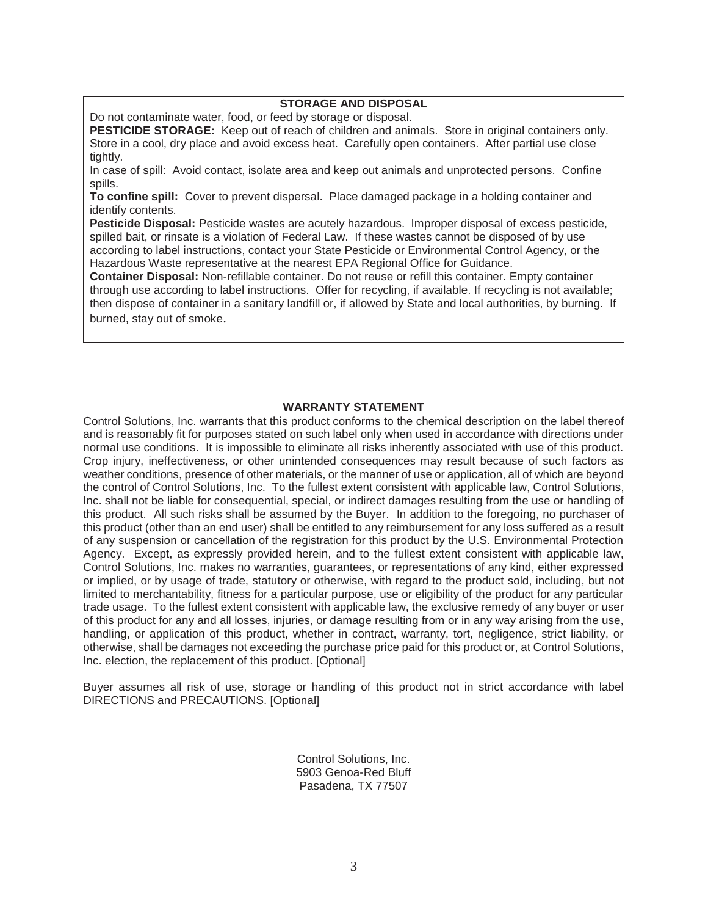## STORAGE AND DISPOSAL

Do not contaminate water, food, or feed by storage or disposal.

**PESTICIDE STORAGE:** Keep out of reach of children and animals. Store in original containers only. Store in a cool, dry place and avoid excess heat. Carefully open containers. After partial use close tightly.

In case of spill: Avoid contact, isolate area and keep out animals and unprotected persons. Confine spills.

**To confine spill:** Cover to prevent dispersal. Place damaged package in a holding container and identify contents.

**Pesticide Disposal:** Pesticide wastes are acutely hazardous. Improper disposal of excess pesticide, spilled bait, or rinsate is a violation of Federal Law. If these wastes cannot be disposed of by use according to label instructions, contact your State Pesticide or Environmental Control Agency, or the Hazardous Waste representative at the nearest EPA Regional Office for Guidance.

**Container Disposal:** Non-refillable container. Do not reuse or refill this container. Empty container through use according to label instructions. Offer for recycling, if available. If recycling is not available; then dispose of container in a sanitary landfill or, if allowed by State and local authorities, by burning. If burned, stay out of smoke.

## WARRANTY STATEMENT

Control Solutions, Inc. warrants that this product conforms to the chemical description on the label thereof and is reasonably fit for purposes stated on such label only when used in accordance with directions under normal use conditions. It is impossible to eliminate all risks inherently associated with use of this product. Crop injury, ineffectiveness, or other unintended consequences may result because of such factors as weather conditions, presence of other materials, or the manner of use or application, all of which are beyond the control of Control Solutions, Inc. To the fullest extent consistent with applicable law, Control Solutions, Inc. shall not be liable for consequential, special, or indirect damages resulting from the use or handling of this product. All such risks shall be assumed by the Buyer. In addition to the foregoing, no purchaser of this product (other than an end user) shall be entitled to any reimbursement for any loss suffered as a result of any suspension or cancellation of the registration for this product by the U.S. Environmental Protection Agency. Except, as expressly provided herein, and to the fullest extent consistent with applicable law, Control Solutions, Inc. makes no warranties, guarantees, or representations of any kind, either expressed or implied, or by usage of trade, statutory or otherwise, with regard to the product sold, including, but not limited to merchantability, fitness for a particular purpose, use or eligibility of the product for any particular trade usage. To the fullest extent consistent with applicable law, the exclusive remedy of any buyer or user of this product for any and all losses, injuries, or damage resulting from or in any way arising from the use, handling, or application of this product, whether in contract, warranty, tort, negligence, strict liability, or otherwise, shall be damages not exceeding the purchase price paid for this product or, at Control Solutions, Inc. election, the replacement of this product. [Optional]

Buyer assumes all risk of use, storage or handling of this product not in strict accordance with label DIRECTIONS and PRECAUTIONS. [Optional]

Control Solutions, Inc.
5903 Genoa-Red Bluff
Pasadena, TX 77507